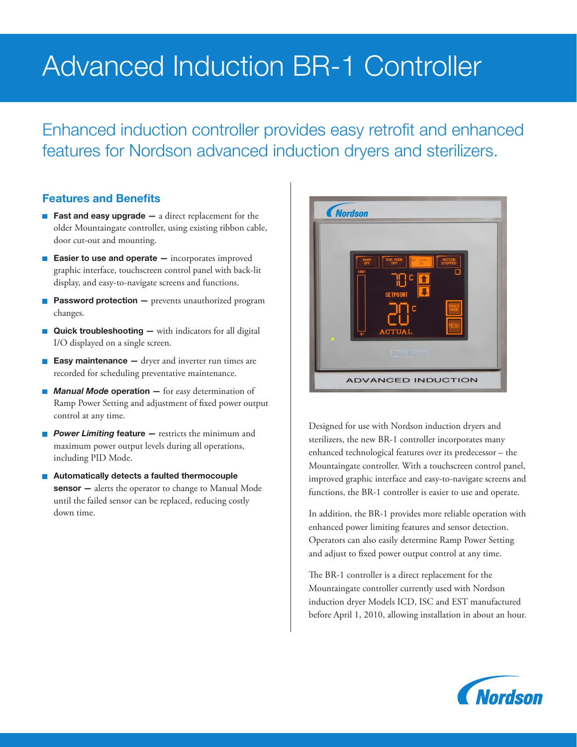# Advanced Induction BR-1 Controller

## Enhanced induction controller provides easy retrofit and enhanced features for Nordson advanced induction dryers and sterilizers.

### Features and Benefits

- **Fast and easy upgrade —** a direct replacement for the older Mountaingate controller, using existing ribbon cable, door cut-out and mounting.
- **Easier to use and operate —** incorporates improved graphic interface, touchscreen control panel with back-lit display, and easy-to-navigate screens and functions.
- **Password protection —** prevents unauthorized program changes.
- **Quick troubleshooting —** with indicators for all digital I/O displayed on a single screen.
- **Easy maintenance —** dryer and inverter run times are recorded for scheduling preventative maintenance.
- ***Manual Mode* operation —** for easy determination of Ramp Power Setting and adjustment of fixed power output control at any time.
- ***Power Limiting* feature —** restricts the minimum and maximum power output levels during all operations, including PID Mode.
- **Automatically detects a faulted thermocouple sensor —** alerts the operator to change to Manual Mode until the failed sensor can be replaced, reducing costly down time.

Designed for use with Nordson induction dryers and sterilizers, the new BR-1 controller incorporates many enhanced technological features over its predecessor – the Mountaingate controller. With a touchscreen control panel, improved graphic interface and easy-to-navigate screens and functions, the BR-1 controller is easier to use and operate.

In addition, the BR-1 provides more reliable operation with enhanced power limiting features and sensor detection. Operators can also easily determine Ramp Power Setting and adjust to fixed power output control at any time.

The BR-1 controller is a direct replacement for the Mountaingate controller currently used with Nordson induction dryer Models ICD, ISC and EST manufactured before April 1, 2010, allowing installation in about an hour.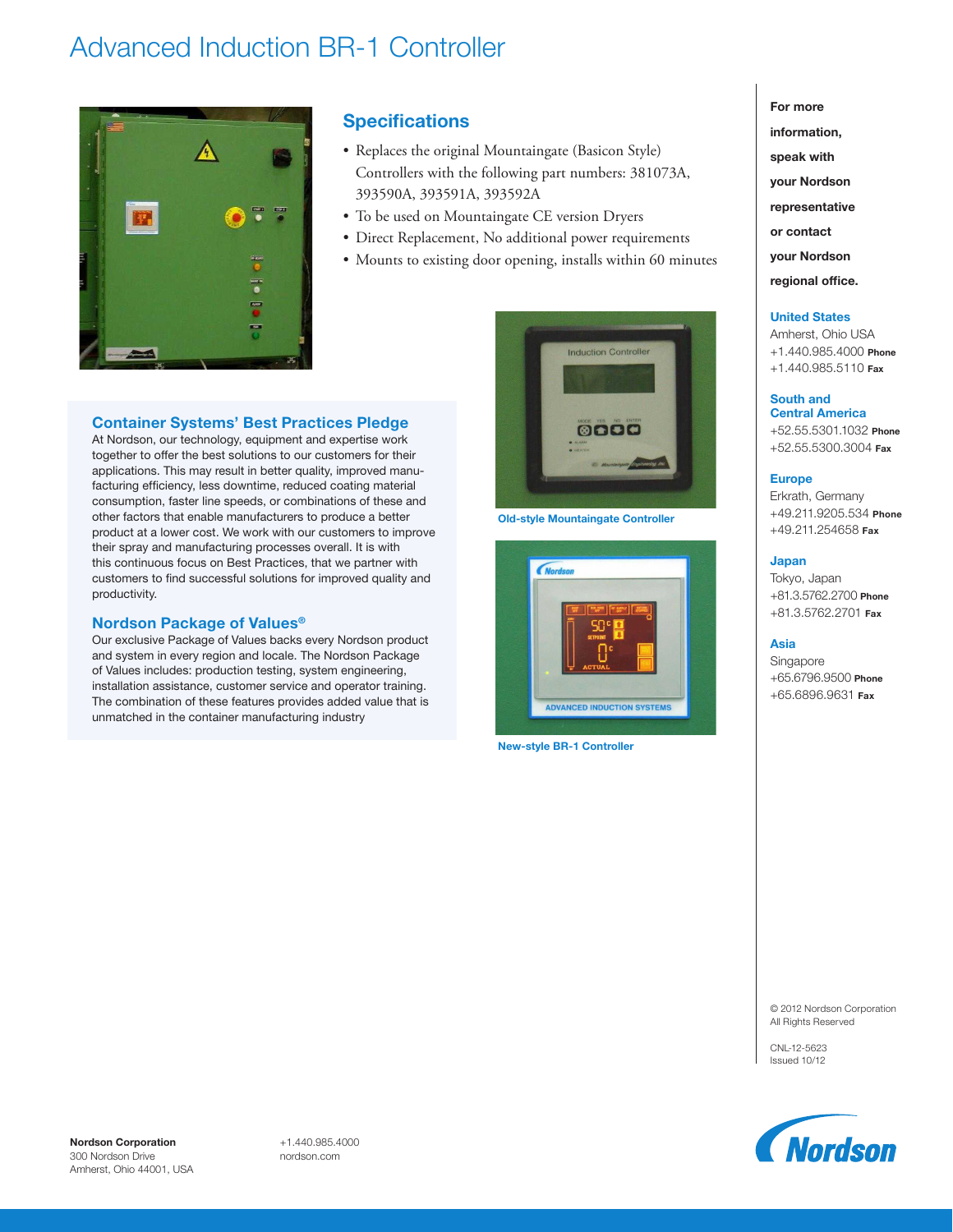# Advanced Induction BR-1 Controller

## Specifications

- Replaces the original Mountaingate (Basicon Style) Controllers with the following part numbers: 381073A, 393590A, 393591A, 393592A
- To be used on Mountaingate CE version Dryers
- Direct Replacement, No additional power requirements
- Mounts to existing door opening, installs within 60 minutes

Old-style Mountaingate Controller

New-style BR-1 Controller

### Container Systems' Best Practices Pledge

At Nordson, our technology, equipment and expertise work together to offer the best solutions to our customers for their applications. This may result in better quality, improved manufacturing efficiency, less downtime, reduced coating material consumption, faster line speeds, or combinations of these and other factors that enable manufacturers to produce a better product at a lower cost. We work with our customers to improve their spray and manufacturing processes overall. It is with this continuous focus on Best Practices, that we partner with customers to find successful solutions for improved quality and productivity.

### Nordson Package of Values®

Our exclusive Package of Values backs every Nordson product and system in every region and locale. The Nordson Package of Values includes: production testing, system engineering, installation assistance, customer service and operator training. The combination of these features provides added value that is unmatched in the container manufacturing industry

**For more information, speak with your Nordson representative or contact your Nordson regional office.**

**United States**
Amherst, Ohio USA
+1.440.985.4000 **Phone**
+1.440.985.5110 **Fax**

**South and Central America**
+52.55.5301.1032 **Phone**
+52.55.5300.3004 **Fax**

**Europe**
Erkrath, Germany
+49.211.9205.534 **Phone**
+49.211.254658 **Fax**

**Japan**
Tokyo, Japan
+81.3.5762.2700 **Phone**
+81.3.5762.2701 **Fax**

**Asia**
Singapore
+65.6796.9500 **Phone**
+65.6896.9631 **Fax**

© 2012 Nordson Corporation
All Rights Reserved

CNL-12-5623
Issued 10/12

**Nordson Corporation**
300 Nordson Drive
Amherst, Ohio 44001, USA

+1.440.985.4000
nordson.com